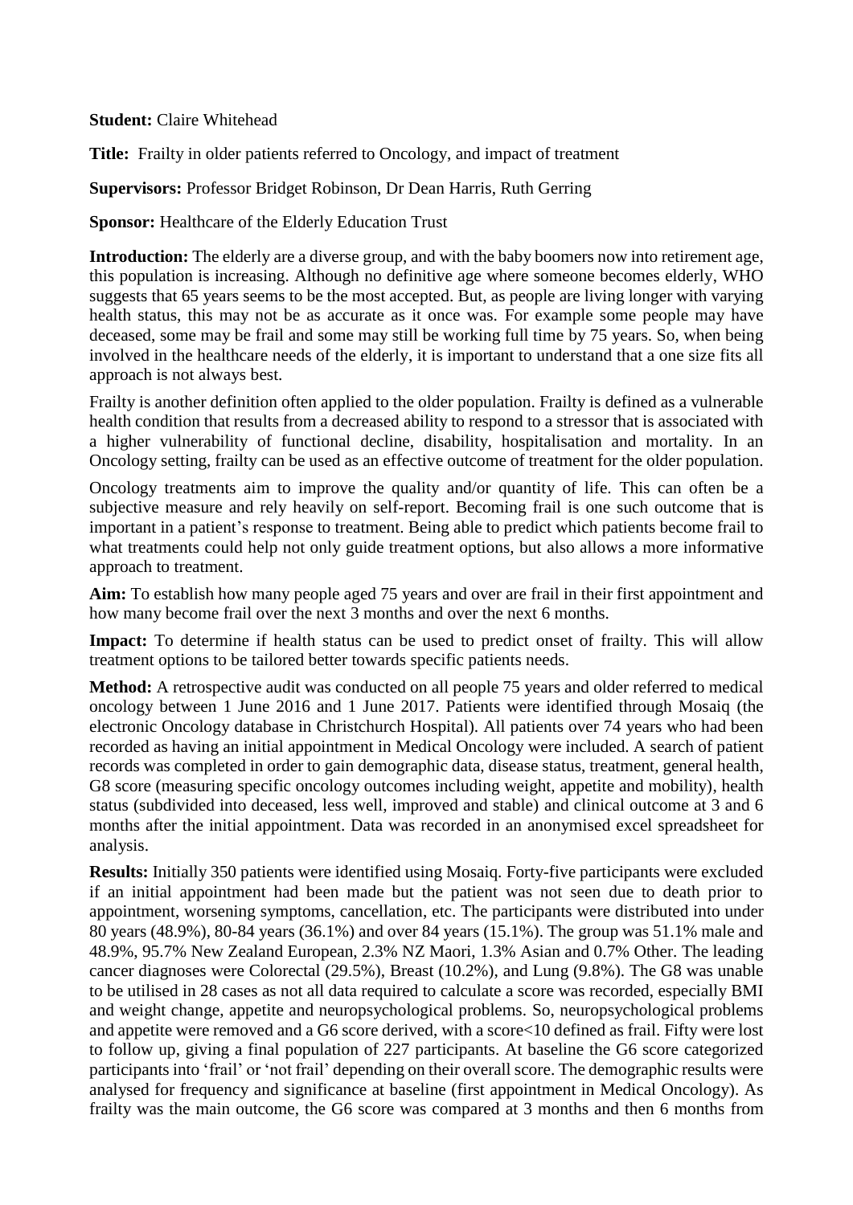**Student:** Claire Whitehead

**Title:** Frailty in older patients referred to Oncology, and impact of treatment

**Supervisors:** Professor Bridget Robinson, Dr Dean Harris, Ruth Gerring

**Sponsor:** Healthcare of the Elderly Education Trust

**Introduction:** The elderly are a diverse group, and with the baby boomers now into retirement age, this population is increasing. Although no definitive age where someone becomes elderly, WHO suggests that 65 years seems to be the most accepted. But, as people are living longer with varying health status, this may not be as accurate as it once was. For example some people may have deceased, some may be frail and some may still be working full time by 75 years. So, when being involved in the healthcare needs of the elderly, it is important to understand that a one size fits all approach is not always best.

Frailty is another definition often applied to the older population. Frailty is defined as a vulnerable health condition that results from a decreased ability to respond to a stressor that is associated with a higher vulnerability of functional decline, disability, hospitalisation and mortality. In an Oncology setting, frailty can be used as an effective outcome of treatment for the older population.

Oncology treatments aim to improve the quality and/or quantity of life. This can often be a subjective measure and rely heavily on self-report. Becoming frail is one such outcome that is important in a patient's response to treatment. Being able to predict which patients become frail to what treatments could help not only guide treatment options, but also allows a more informative approach to treatment.

**Aim:** To establish how many people aged 75 years and over are frail in their first appointment and how many become frail over the next 3 months and over the next 6 months.

**Impact:** To determine if health status can be used to predict onset of frailty. This will allow treatment options to be tailored better towards specific patients needs.

**Method:** A retrospective audit was conducted on all people 75 years and older referred to medical oncology between 1 June 2016 and 1 June 2017. Patients were identified through Mosaiq (the electronic Oncology database in Christchurch Hospital). All patients over 74 years who had been recorded as having an initial appointment in Medical Oncology were included. A search of patient records was completed in order to gain demographic data, disease status, treatment, general health, G8 score (measuring specific oncology outcomes including weight, appetite and mobility), health status (subdivided into deceased, less well, improved and stable) and clinical outcome at 3 and 6 months after the initial appointment. Data was recorded in an anonymised excel spreadsheet for analysis.

**Results:** Initially 350 patients were identified using Mosaiq. Forty-five participants were excluded if an initial appointment had been made but the patient was not seen due to death prior to appointment, worsening symptoms, cancellation, etc. The participants were distributed into under 80 years (48.9%), 80-84 years (36.1%) and over 84 years (15.1%). The group was 51.1% male and 48.9%, 95.7% New Zealand European, 2.3% NZ Maori, 1.3% Asian and 0.7% Other. The leading cancer diagnoses were Colorectal (29.5%), Breast (10.2%), and Lung (9.8%). The G8 was unable to be utilised in 28 cases as not all data required to calculate a score was recorded, especially BMI and weight change, appetite and neuropsychological problems. So, neuropsychological problems and appetite were removed and a G6 score derived, with a score<10 defined as frail. Fifty were lost to follow up, giving a final population of 227 participants. At baseline the G6 score categorized participants into 'frail' or 'not frail' depending on their overall score. The demographic results were analysed for frequency and significance at baseline (first appointment in Medical Oncology). As frailty was the main outcome, the G6 score was compared at 3 months and then 6 months from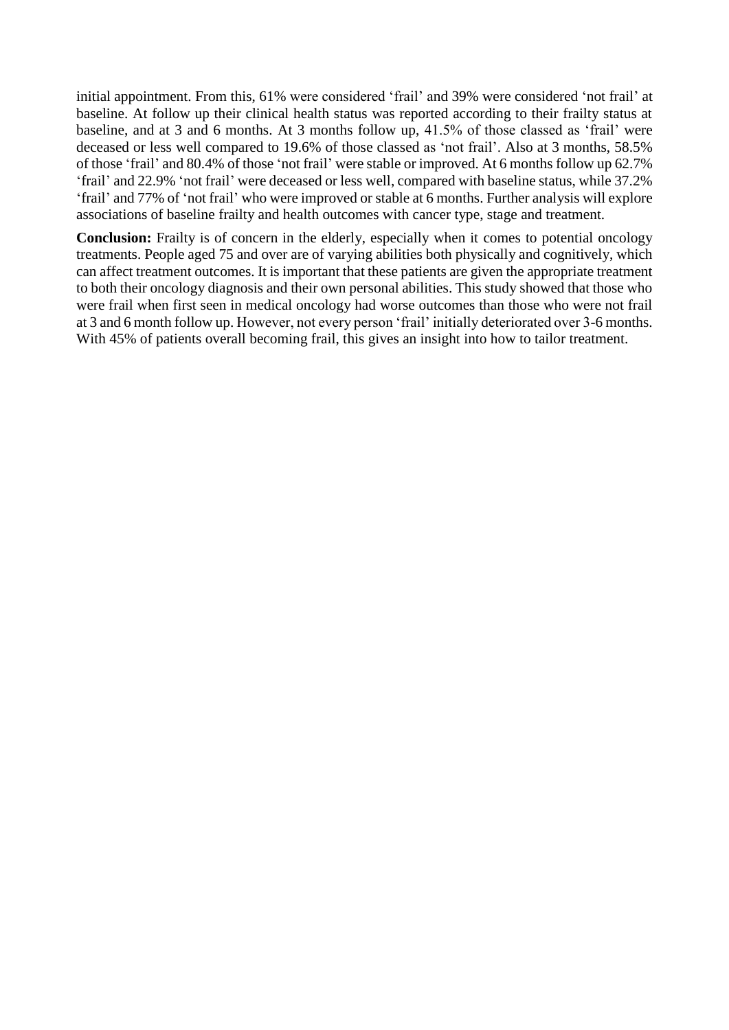initial appointment. From this, 61% were considered 'frail' and 39% were considered 'not frail' at baseline. At follow up their clinical health status was reported according to their frailty status at baseline, and at 3 and 6 months. At 3 months follow up, 41.5% of those classed as 'frail' were deceased or less well compared to 19.6% of those classed as 'not frail'. Also at 3 months, 58.5% of those 'frail' and 80.4% of those 'not frail' were stable or improved. At 6 months follow up 62.7% 'frail' and 22.9% 'not frail' were deceased or less well, compared with baseline status, while 37.2% 'frail' and 77% of 'not frail' who were improved or stable at 6 months. Further analysis will explore associations of baseline frailty and health outcomes with cancer type, stage and treatment.

**Conclusion:** Frailty is of concern in the elderly, especially when it comes to potential oncology treatments. People aged 75 and over are of varying abilities both physically and cognitively, which can affect treatment outcomes. It is important that these patients are given the appropriate treatment to both their oncology diagnosis and their own personal abilities. This study showed that those who were frail when first seen in medical oncology had worse outcomes than those who were not frail at 3 and 6 month follow up. However, not every person 'frail' initially deteriorated over 3-6 months. With 45% of patients overall becoming frail, this gives an insight into how to tailor treatment.